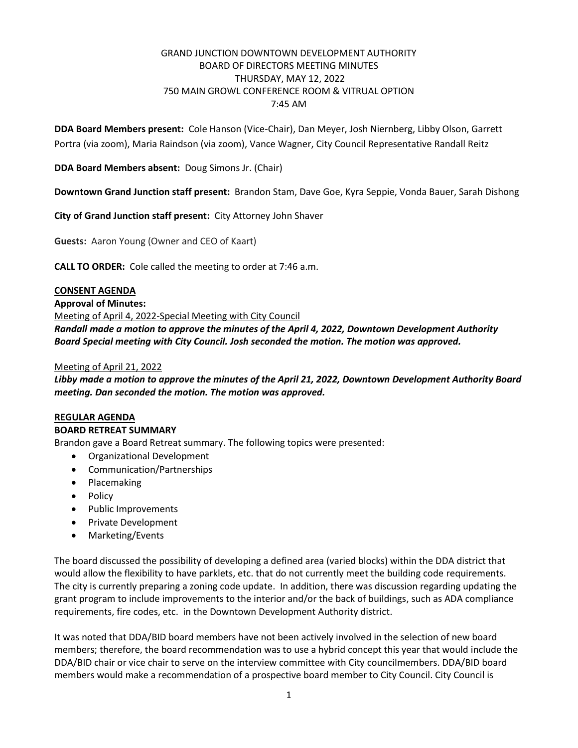GRAND JUNCTION DOWNTOWN DEVELOPMENT AUTHORITY
BOARD OF DIRECTORS MEETING MINUTES
THURSDAY, MAY 12, 2022
750 MAIN GROWL CONFERENCE ROOM & VITRUAL OPTION
7:45 AM

**DDA Board Members present:** Cole Hanson (Vice-Chair), Dan Meyer, Josh Niernberg, Libby Olson, Garrett Portra (via zoom), Maria Raindson (via zoom), Vance Wagner, City Council Representative Randall Reitz

**DDA Board Members absent:** Doug Simons Jr. (Chair)

**Downtown Grand Junction staff present:** Brandon Stam, Dave Goe, Kyra Seppie, Vonda Bauer, Sarah Dishong

**City of Grand Junction staff present:** City Attorney John Shaver

**Guests:** Aaron Young (Owner and CEO of Kaart)

**CALL TO ORDER:** Cole called the meeting to order at 7:46 a.m.

**CONSENT AGENDA**

**Approval of Minutes:**

Meeting of April 4, 2022-Special Meeting with City Council

***Randall made a motion to approve the minutes of the April 4, 2022, Downtown Development Authority Board Special meeting with City Council. Josh seconded the motion. The motion was approved.***

Meeting of April 21, 2022

***Libby made a motion to approve the minutes of the April 21, 2022, Downtown Development Authority Board meeting. Dan seconded the motion. The motion was approved.***

**REGULAR AGENDA**

**BOARD RETREAT SUMMARY**

Brandon gave a Board Retreat summary. The following topics were presented:

- Organizational Development
- Communication/Partnerships
- Placemaking
- Policy
- Public Improvements
- Private Development
- Marketing/Events

The board discussed the possibility of developing a defined area (varied blocks) within the DDA district that would allow the flexibility to have parklets, etc. that do not currently meet the building code requirements. The city is currently preparing a zoning code update. In addition, there was discussion regarding updating the grant program to include improvements to the interior and/or the back of buildings, such as ADA compliance requirements, fire codes, etc. in the Downtown Development Authority district.

It was noted that DDA/BID board members have not been actively involved in the selection of new board members; therefore, the board recommendation was to use a hybrid concept this year that would include the DDA/BID chair or vice chair to serve on the interview committee with City councilmembers. DDA/BID board members would make a recommendation of a prospective board member to City Council. City Council is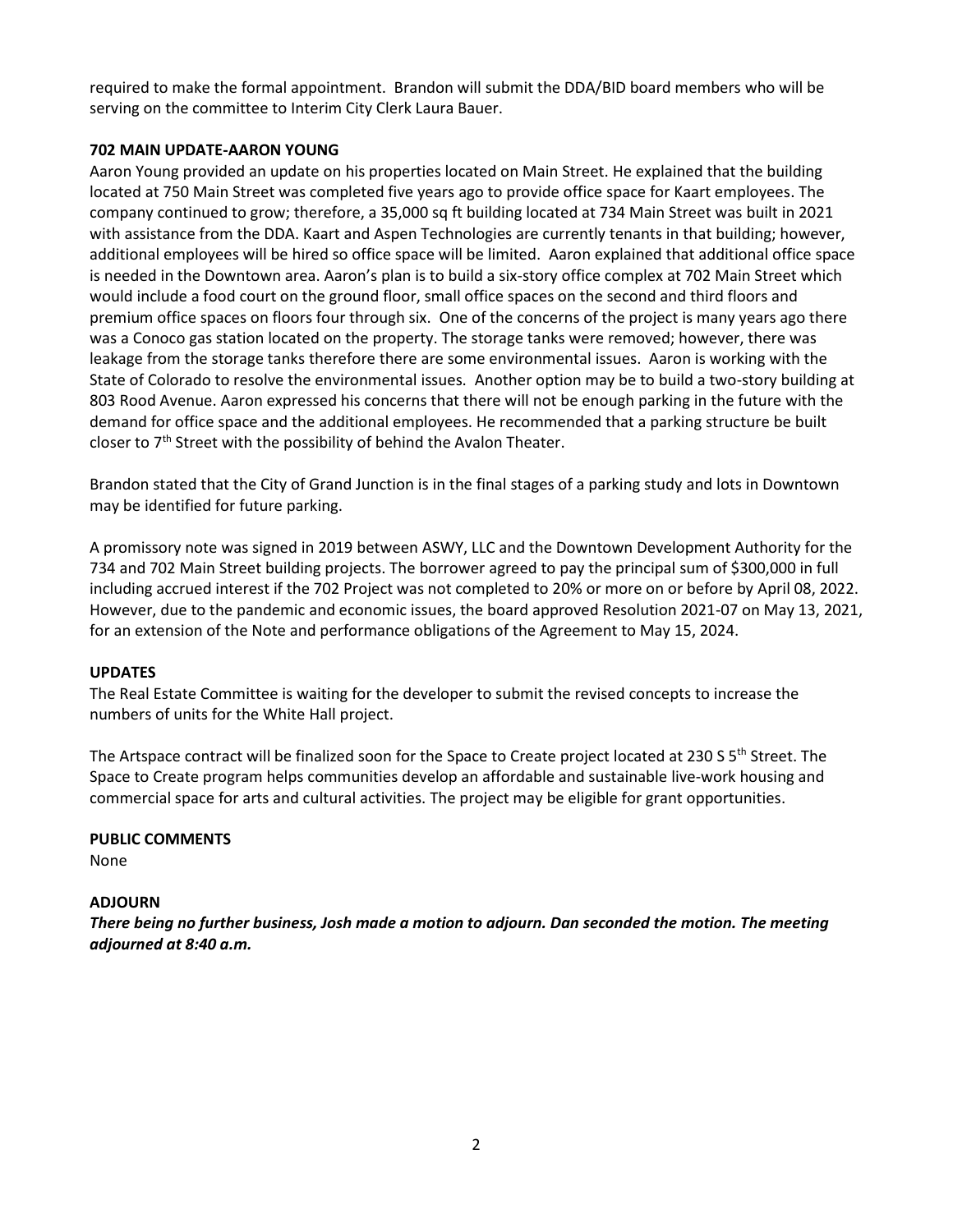required to make the formal appointment. Brandon will submit the DDA/BID board members who will be serving on the committee to Interim City Clerk Laura Bauer.

**702 MAIN UPDATE-AARON YOUNG**

Aaron Young provided an update on his properties located on Main Street. He explained that the building located at 750 Main Street was completed five years ago to provide office space for Kaart employees. The company continued to grow; therefore, a 35,000 sq ft building located at 734 Main Street was built in 2021 with assistance from the DDA. Kaart and Aspen Technologies are currently tenants in that building; however, additional employees will be hired so office space will be limited. Aaron explained that additional office space is needed in the Downtown area. Aaron's plan is to build a six-story office complex at 702 Main Street which would include a food court on the ground floor, small office spaces on the second and third floors and premium office spaces on floors four through six. One of the concerns of the project is many years ago there was a Conoco gas station located on the property. The storage tanks were removed; however, there was leakage from the storage tanks therefore there are some environmental issues. Aaron is working with the State of Colorado to resolve the environmental issues. Another option may be to build a two-story building at 803 Rood Avenue. Aaron expressed his concerns that there will not be enough parking in the future with the demand for office space and the additional employees. He recommended that a parking structure be built closer to 7th Street with the possibility of behind the Avalon Theater.

Brandon stated that the City of Grand Junction is in the final stages of a parking study and lots in Downtown may be identified for future parking.

A promissory note was signed in 2019 between ASWY, LLC and the Downtown Development Authority for the 734 and 702 Main Street building projects. The borrower agreed to pay the principal sum of $300,000 in full including accrued interest if the 702 Project was not completed to 20% or more on or before by April 08, 2022. However, due to the pandemic and economic issues, the board approved Resolution 2021-07 on May 13, 2021, for an extension of the Note and performance obligations of the Agreement to May 15, 2024.

**UPDATES**

The Real Estate Committee is waiting for the developer to submit the revised concepts to increase the numbers of units for the White Hall project.

The Artspace contract will be finalized soon for the Space to Create project located at 230 S 5th Street. The Space to Create program helps communities develop an affordable and sustainable live-work housing and commercial space for arts and cultural activities. The project may be eligible for grant opportunities.

**PUBLIC COMMENTS**

None

**ADJOURN**

***There being no further business, Josh made a motion to adjourn. Dan seconded the motion. The meeting adjourned at 8:40 a.m.***